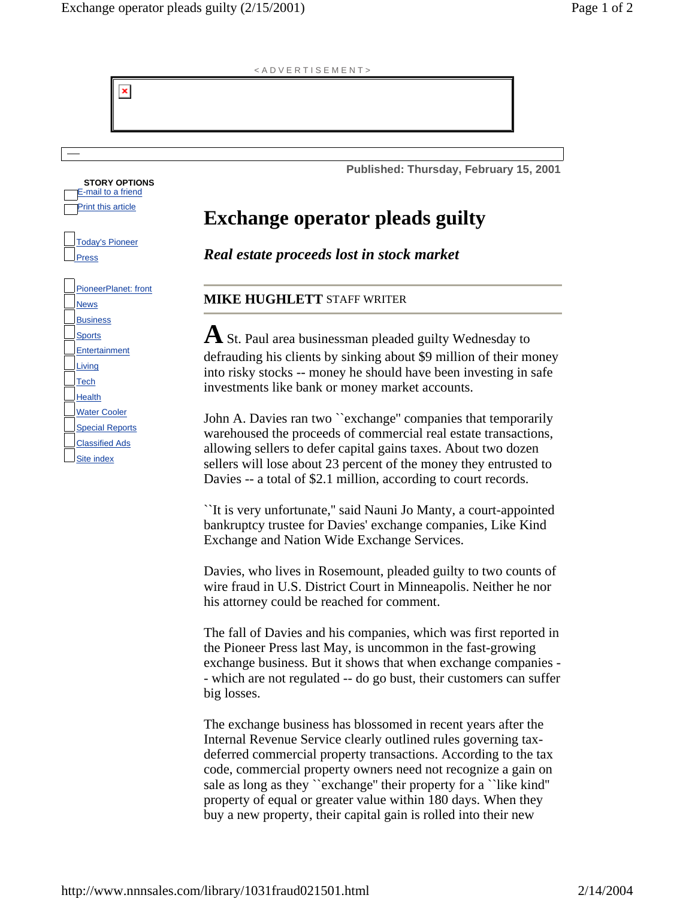Published: Thursday, February 15, 2001

STORY OPTIONS

E-mail to a friend

Print this article

Today's Pioneer Press

PioneerPlanet: front

News

Business

Sports

Entertainment

Living

Tech

Health

Water Cooler

Special Reports

Classified Ads

Site index

# Exchange operator pleads guilty

## *Real estate proceeds lost in stock market*

**MIKE HUGHLETT** STAFF WRITER

A St. Paul area businessman pleaded guilty Wednesday to defrauding his clients by sinking about $9 million of their money into risky stocks -- money he should have been investing in safe investments like bank or money market accounts.

John A. Davies ran two ``exchange'' companies that temporarily warehoused the proceeds of commercial real estate transactions, allowing sellers to defer capital gains taxes. About two dozen sellers will lose about 23 percent of the money they entrusted to Davies -- a total of $2.1 million, according to court records.

``It is very unfortunate,'' said Nauni Jo Manty, a court-appointed bankruptcy trustee for Davies' exchange companies, Like Kind Exchange and Nation Wide Exchange Services.

Davies, who lives in Rosemount, pleaded guilty to two counts of wire fraud in U.S. District Court in Minneapolis. Neither he nor his attorney could be reached for comment.

The fall of Davies and his companies, which was first reported in the Pioneer Press last May, is uncommon in the fast-growing exchange business. But it shows that when exchange companies -- which are not regulated -- do go bust, their customers can suffer big losses.

The exchange business has blossomed in recent years after the Internal Revenue Service clearly outlined rules governing tax-deferred commercial property transactions. According to the tax code, commercial property owners need not recognize a gain on sale as long as they ``exchange'' their property for a ``like kind'' property of equal or greater value within 180 days. When they buy a new property, their capital gain is rolled into their new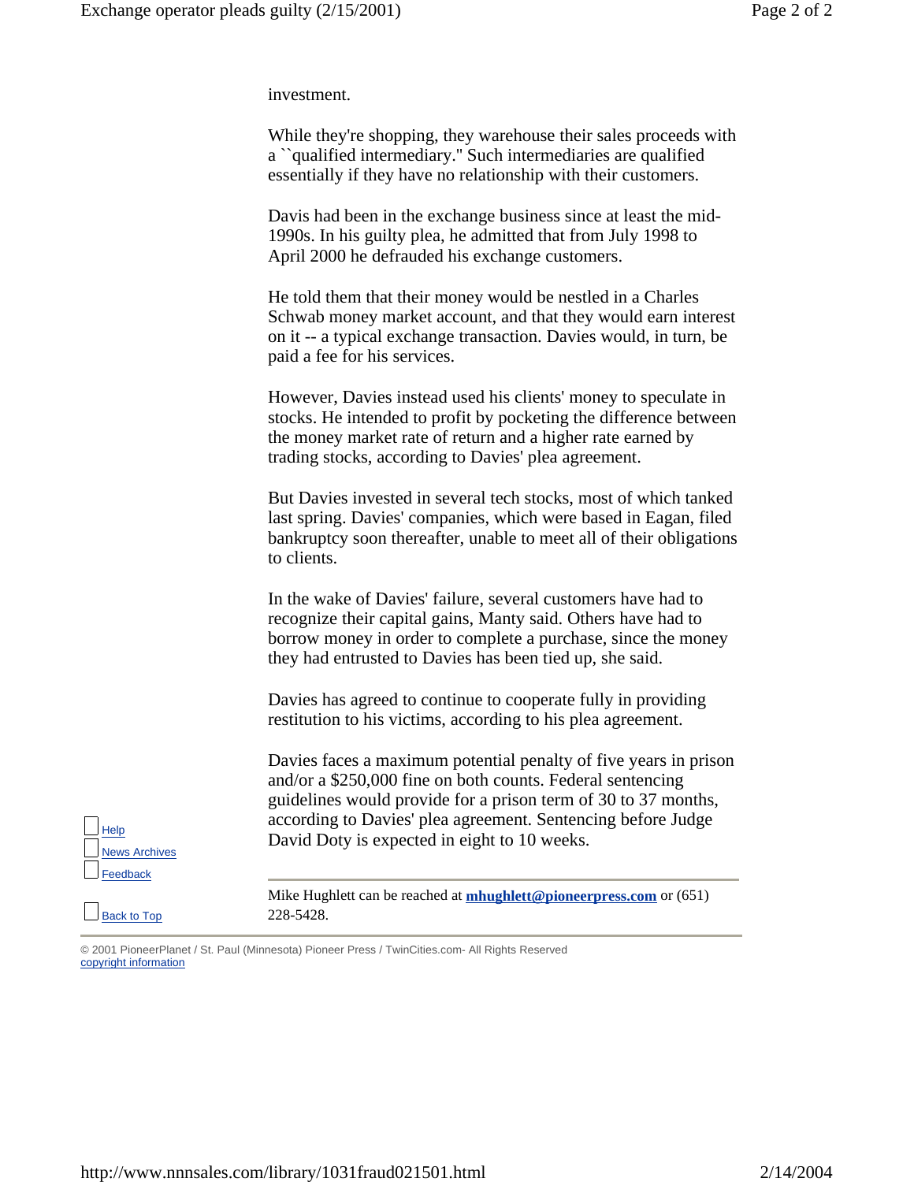investment.

While they're shopping, they warehouse their sales proceeds with a ``qualified intermediary.'' Such intermediaries are qualified essentially if they have no relationship with their customers.

Davis had been in the exchange business since at least the mid-1990s. In his guilty plea, he admitted that from July 1998 to April 2000 he defrauded his exchange customers.

He told them that their money would be nestled in a Charles Schwab money market account, and that they would earn interest on it -- a typical exchange transaction. Davies would, in turn, be paid a fee for his services.

However, Davies instead used his clients' money to speculate in stocks. He intended to profit by pocketing the difference between the money market rate of return and a higher rate earned by trading stocks, according to Davies' plea agreement.

But Davies invested in several tech stocks, most of which tanked last spring. Davies' companies, which were based in Eagan, filed bankruptcy soon thereafter, unable to meet all of their obligations to clients.

In the wake of Davies' failure, several customers have had to recognize their capital gains, Manty said. Others have had to borrow money in order to complete a purchase, since the money they had entrusted to Davies has been tied up, she said.

Davies has agreed to continue to cooperate fully in providing restitution to his victims, according to his plea agreement.

Davies faces a maximum potential penalty of five years in prison and/or a $250,000 fine on both counts. Federal sentencing guidelines would provide for a prison term of 30 to 37 months, according to Davies' plea agreement. Sentencing before Judge David Doty is expected in eight to 10 weeks.

Help
News Archives
Feedback

Back to Top

---

Mike Hughlett can be reached at **mhughlett@pioneerpress.com** or (651) 228-5428.

© 2001 PioneerPlanet / St. Paul (Minnesota) Pioneer Press / TwinCities.com- All Rights Reserved
copyright information